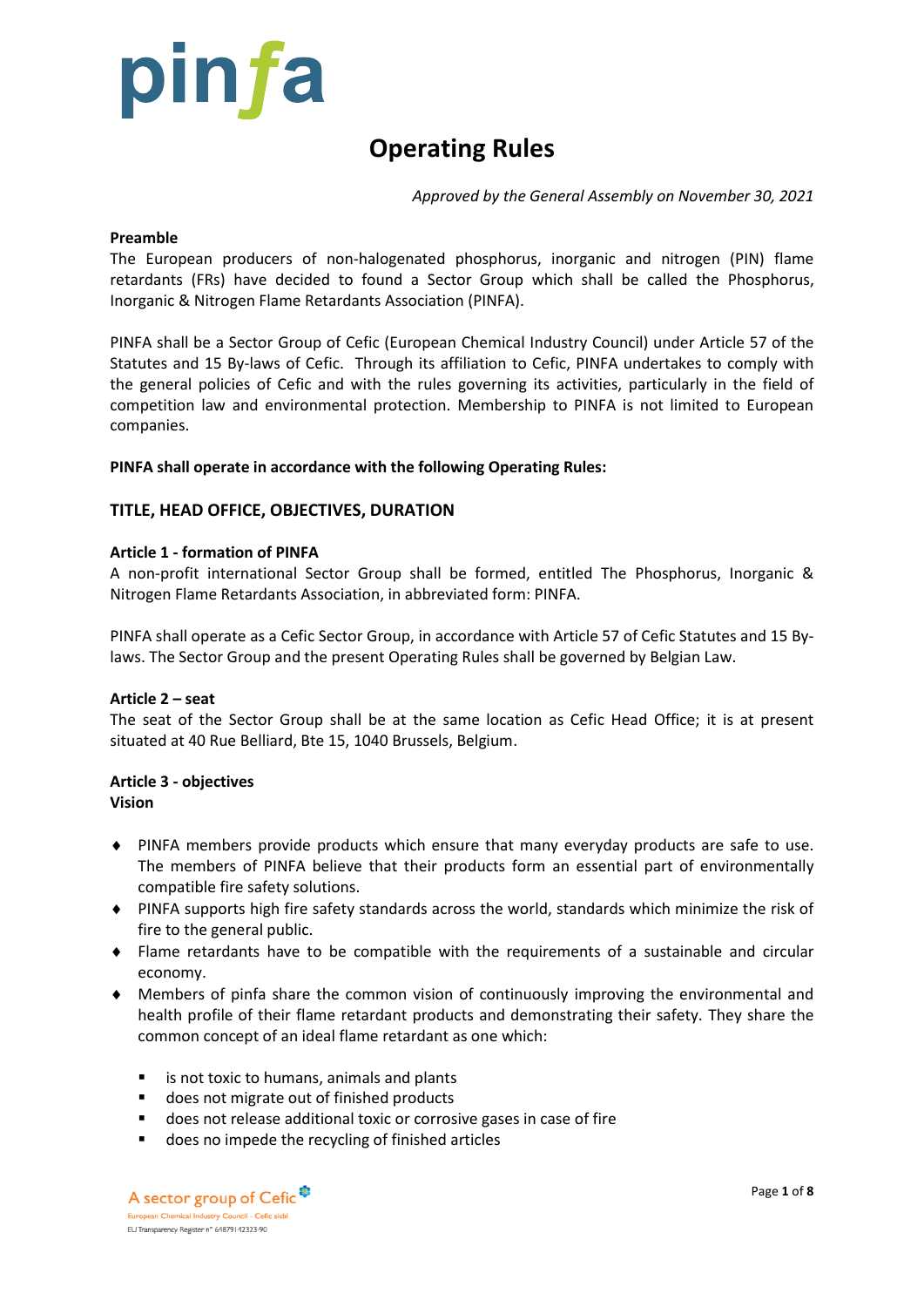pinfa

# Operating Rules

*Approved by the General Assembly on November 30, 2021*

**Preamble**

The European producers of non-halogenated phosphorus, inorganic and nitrogen (PIN) flame retardants (FRs) have decided to found a Sector Group which shall be called the Phosphorus, Inorganic & Nitrogen Flame Retardants Association (PINFA).

PINFA shall be a Sector Group of Cefic (European Chemical Industry Council) under Article 57 of the Statutes and 15 By-laws of Cefic. Through its affiliation to Cefic, PINFA undertakes to comply with the general policies of Cefic and with the rules governing its activities, particularly in the field of competition law and environmental protection. Membership to PINFA is not limited to European companies.

**PINFA shall operate in accordance with the following Operating Rules:**

## TITLE, HEAD OFFICE, OBJECTIVES, DURATION

**Article 1 - formation of PINFA**

A non-profit international Sector Group shall be formed, entitled The Phosphorus, Inorganic & Nitrogen Flame Retardants Association, in abbreviated form: PINFA.

PINFA shall operate as a Cefic Sector Group, in accordance with Article 57 of Cefic Statutes and 15 By-laws. The Sector Group and the present Operating Rules shall be governed by Belgian Law.

**Article 2 – seat**

The seat of the Sector Group shall be at the same location as Cefic Head Office; it is at present situated at 40 Rue Belliard, Bte 15, 1040 Brussels, Belgium.

**Article 3 - objectives**

**Vision**

- PINFA members provide products which ensure that many everyday products are safe to use. The members of PINFA believe that their products form an essential part of environmentally compatible fire safety solutions.
- PINFA supports high fire safety standards across the world, standards which minimize the risk of fire to the general public.
- Flame retardants have to be compatible with the requirements of a sustainable and circular economy.
- Members of pinfa share the common vision of continuously improving the environmental and health profile of their flame retardant products and demonstrating their safety. They share the common concept of an ideal flame retardant as one which:
    - is not toxic to humans, animals and plants
    - does not migrate out of finished products
    - does not release additional toxic or corrosive gases in case of fire
    - does no impede the recycling of finished articles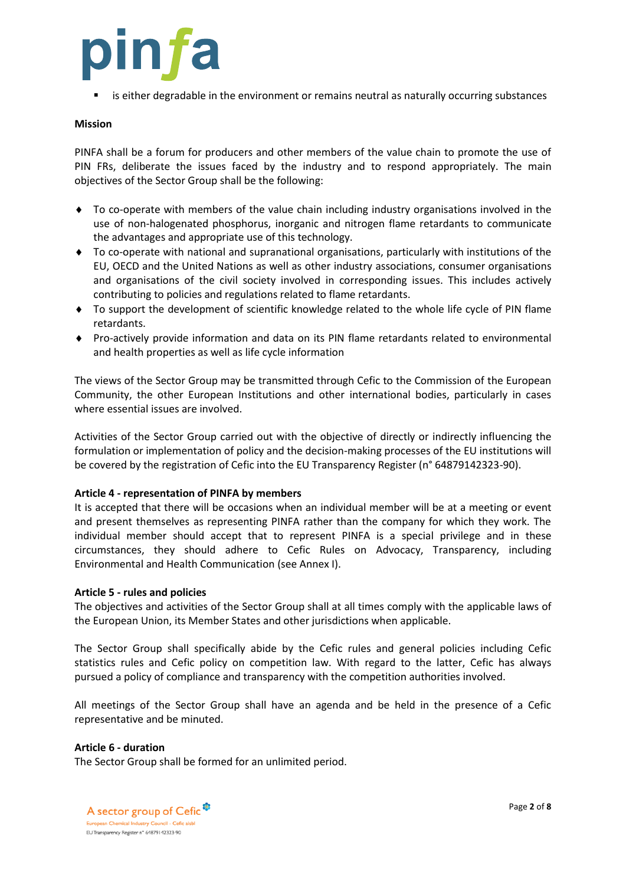- is either degradable in the environment or remains neutral as naturally occurring substances

**Mission**

PINFA shall be a forum for producers and other members of the value chain to promote the use of PIN FRs, deliberate the issues faced by the industry and to respond appropriately. The main objectives of the Sector Group shall be the following:

- To co-operate with members of the value chain including industry organisations involved in the use of non-halogenated phosphorus, inorganic and nitrogen flame retardants to communicate the advantages and appropriate use of this technology.
- To co-operate with national and supranational organisations, particularly with institutions of the EU, OECD and the United Nations as well as other industry associations, consumer organisations and organisations of the civil society involved in corresponding issues. This includes actively contributing to policies and regulations related to flame retardants.
- To support the development of scientific knowledge related to the whole life cycle of PIN flame retardants.
- Pro-actively provide information and data on its PIN flame retardants related to environmental and health properties as well as life cycle information

The views of the Sector Group may be transmitted through Cefic to the Commission of the European Community, the other European Institutions and other international bodies, particularly in cases where essential issues are involved.

Activities of the Sector Group carried out with the objective of directly or indirectly influencing the formulation or implementation of policy and the decision-making processes of the EU institutions will be covered by the registration of Cefic into the EU Transparency Register (n° 64879142323-90).

**Article 4 - representation of PINFA by members**

It is accepted that there will be occasions when an individual member will be at a meeting or event and present themselves as representing PINFA rather than the company for which they work. The individual member should accept that to represent PINFA is a special privilege and in these circumstances, they should adhere to Cefic Rules on Advocacy, Transparency, including Environmental and Health Communication (see Annex I).

**Article 5 - rules and policies**

The objectives and activities of the Sector Group shall at all times comply with the applicable laws of the European Union, its Member States and other jurisdictions when applicable.

The Sector Group shall specifically abide by the Cefic rules and general policies including Cefic statistics rules and Cefic policy on competition law. With regard to the latter, Cefic has always pursued a policy of compliance and transparency with the competition authorities involved.

All meetings of the Sector Group shall have an agenda and be held in the presence of a Cefic representative and be minuted.

**Article 6 - duration**

The Sector Group shall be formed for an unlimited period.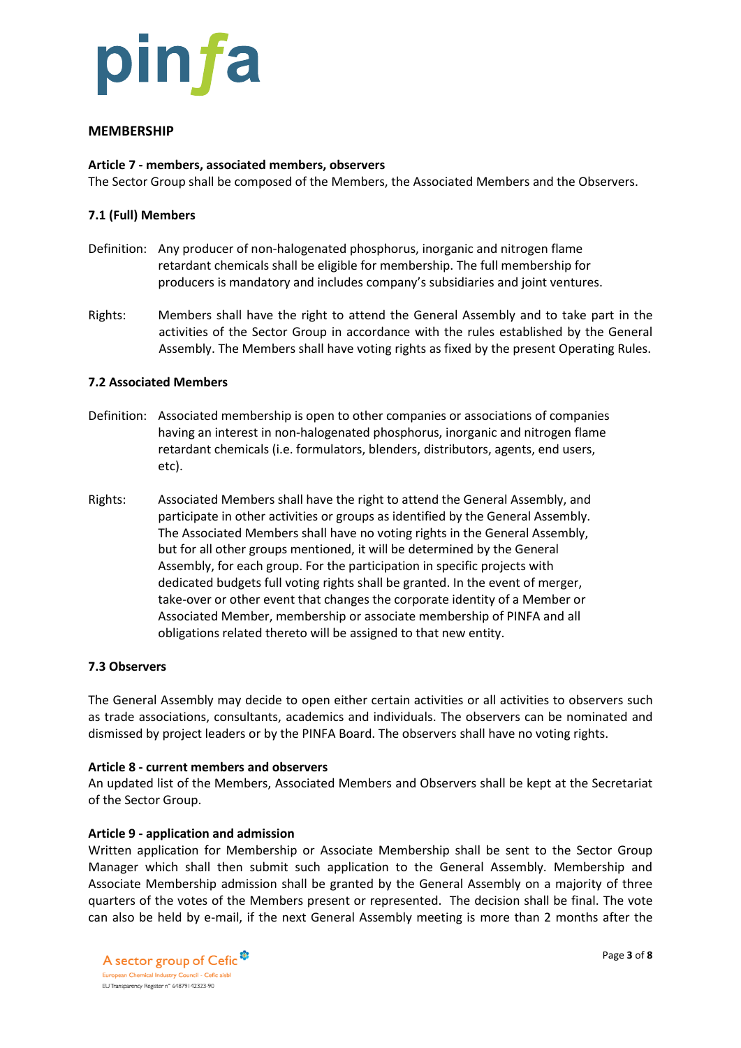## MEMBERSHIP

**Article 7 - members, associated members, observers**
The Sector Group shall be composed of the Members, the Associated Members and the Observers.

### 7.1 (Full) Members

Definition: Any producer of non-halogenated phosphorus, inorganic and nitrogen flame retardant chemicals shall be eligible for membership. The full membership for producers is mandatory and includes company's subsidiaries and joint ventures.

Rights: Members shall have the right to attend the General Assembly and to take part in the activities of the Sector Group in accordance with the rules established by the General Assembly. The Members shall have voting rights as fixed by the present Operating Rules.

### 7.2 Associated Members

Definition: Associated membership is open to other companies or associations of companies having an interest in non-halogenated phosphorus, inorganic and nitrogen flame retardant chemicals (i.e. formulators, blenders, distributors, agents, end users, etc).

Rights: Associated Members shall have the right to attend the General Assembly, and participate in other activities or groups as identified by the General Assembly. The Associated Members shall have no voting rights in the General Assembly, but for all other groups mentioned, it will be determined by the General Assembly, for each group. For the participation in specific projects with dedicated budgets full voting rights shall be granted. In the event of merger, take-over or other event that changes the corporate identity of a Member or Associated Member, membership or associate membership of PINFA and all obligations related thereto will be assigned to that new entity.

### 7.3 Observers

The General Assembly may decide to open either certain activities or all activities to observers such as trade associations, consultants, academics and individuals. The observers can be nominated and dismissed by project leaders or by the PINFA Board. The observers shall have no voting rights.

**Article 8 - current members and observers**
An updated list of the Members, Associated Members and Observers shall be kept at the Secretariat of the Sector Group.

**Article 9 - application and admission**
Written application for Membership or Associate Membership shall be sent to the Sector Group Manager which shall then submit such application to the General Assembly. Membership and Associate Membership admission shall be granted by the General Assembly on a majority of three quarters of the votes of the Members present or represented. The decision shall be final. The vote can also be held by e-mail, if the next General Assembly meeting is more than 2 months after the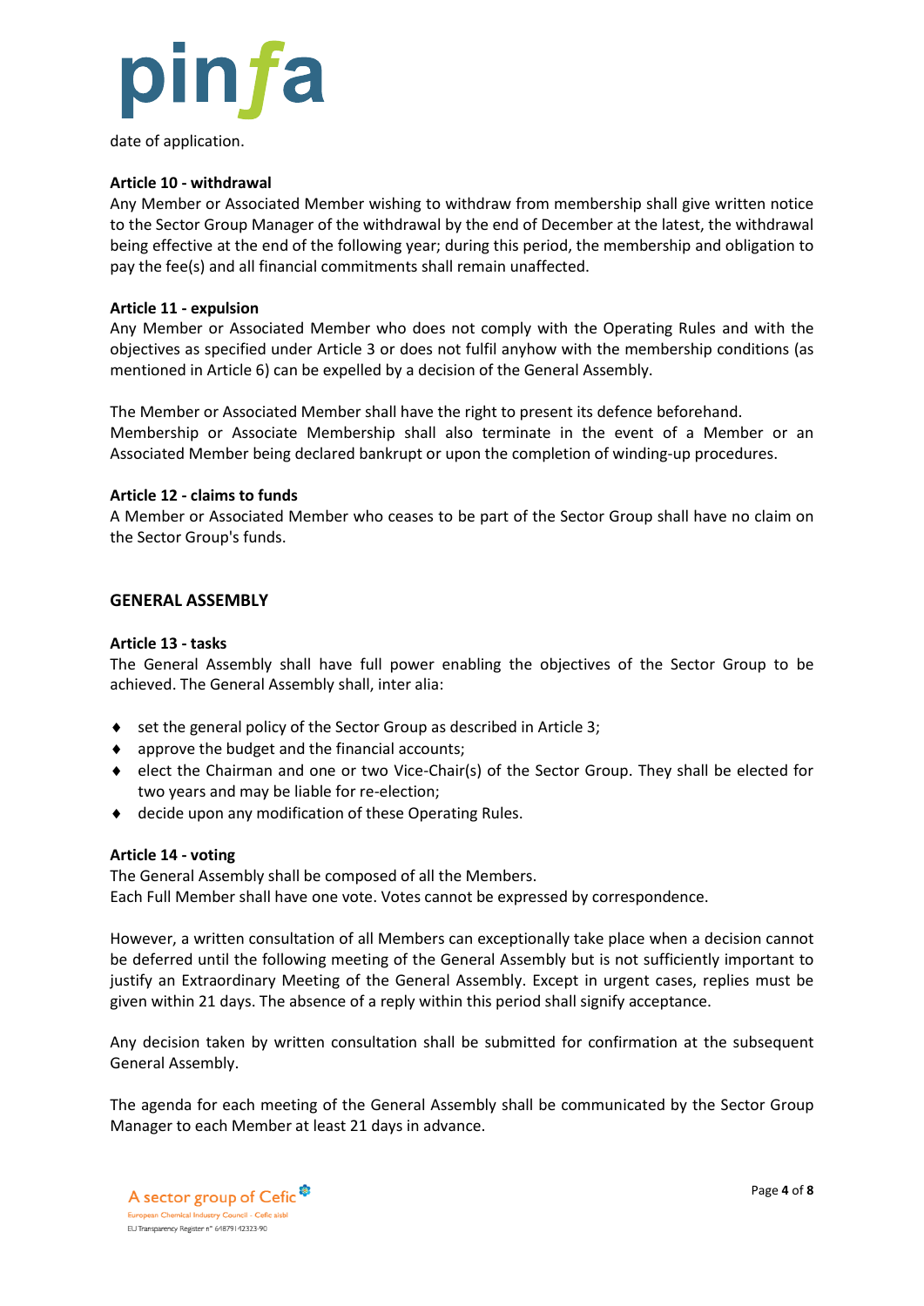date of application.

**Article 10 - withdrawal**

Any Member or Associated Member wishing to withdraw from membership shall give written notice to the Sector Group Manager of the withdrawal by the end of December at the latest, the withdrawal being effective at the end of the following year; during this period, the membership and obligation to pay the fee(s) and all financial commitments shall remain unaffected.

**Article 11 - expulsion**

Any Member or Associated Member who does not comply with the Operating Rules and with the objectives as specified under Article 3 or does not fulfil anyhow with the membership conditions (as mentioned in Article 6) can be expelled by a decision of the General Assembly.

The Member or Associated Member shall have the right to present its defence beforehand.
Membership or Associate Membership shall also terminate in the event of a Member or an Associated Member being declared bankrupt or upon the completion of winding-up procedures.

**Article 12 - claims to funds**

A Member or Associated Member who ceases to be part of the Sector Group shall have no claim on the Sector Group's funds.

## GENERAL ASSEMBLY

**Article 13 - tasks**

The General Assembly shall have full power enabling the objectives of the Sector Group to be achieved. The General Assembly shall, inter alia:

- set the general policy of the Sector Group as described in Article 3;
- approve the budget and the financial accounts;
- elect the Chairman and one or two Vice-Chair(s) of the Sector Group. They shall be elected for two years and may be liable for re-election;
- decide upon any modification of these Operating Rules.

**Article 14 - voting**

The General Assembly shall be composed of all the Members.
Each Full Member shall have one vote. Votes cannot be expressed by correspondence.

However, a written consultation of all Members can exceptionally take place when a decision cannot be deferred until the following meeting of the General Assembly but is not sufficiently important to justify an Extraordinary Meeting of the General Assembly. Except in urgent cases, replies must be given within 21 days. The absence of a reply within this period shall signify acceptance.

Any decision taken by written consultation shall be submitted for confirmation at the subsequent General Assembly.

The agenda for each meeting of the General Assembly shall be communicated by the Sector Group Manager to each Member at least 21 days in advance.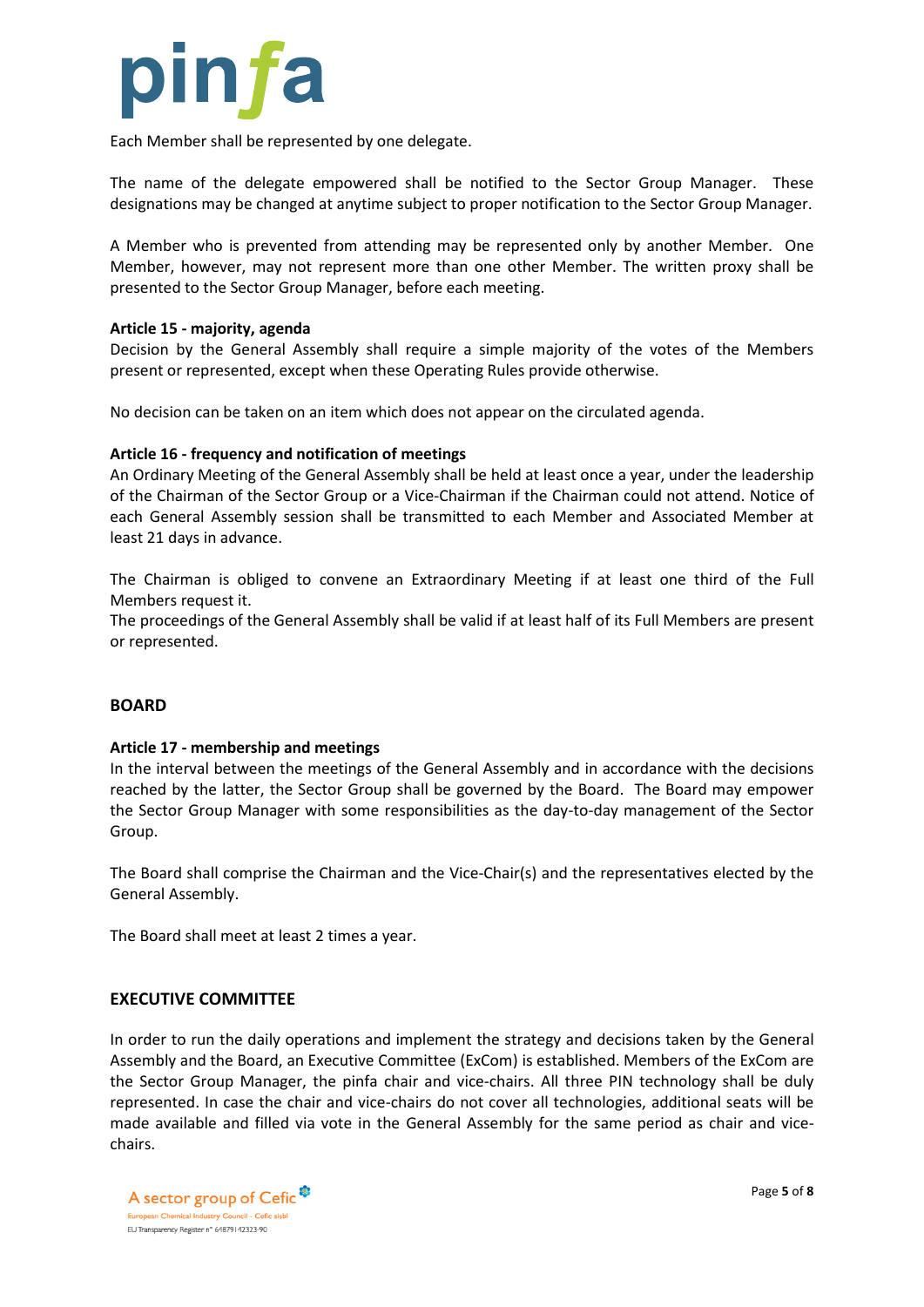Each Member shall be represented by one delegate.

The name of the delegate empowered shall be notified to the Sector Group Manager. These designations may be changed at anytime subject to proper notification to the Sector Group Manager.

A Member who is prevented from attending may be represented only by another Member. One Member, however, may not represent more than one other Member. The written proxy shall be presented to the Sector Group Manager, before each meeting.

**Article 15 - majority, agenda**

Decision by the General Assembly shall require a simple majority of the votes of the Members present or represented, except when these Operating Rules provide otherwise.

No decision can be taken on an item which does not appear on the circulated agenda.

**Article 16 - frequency and notification of meetings**

An Ordinary Meeting of the General Assembly shall be held at least once a year, under the leadership of the Chairman of the Sector Group or a Vice-Chairman if the Chairman could not attend. Notice of each General Assembly session shall be transmitted to each Member and Associated Member at least 21 days in advance.

The Chairman is obliged to convene an Extraordinary Meeting if at least one third of the Full Members request it.
The proceedings of the General Assembly shall be valid if at least half of its Full Members are present or represented.

## BOARD

**Article 17 - membership and meetings**

In the interval between the meetings of the General Assembly and in accordance with the decisions reached by the latter, the Sector Group shall be governed by the Board. The Board may empower the Sector Group Manager with some responsibilities as the day-to-day management of the Sector Group.

The Board shall comprise the Chairman and the Vice-Chair(s) and the representatives elected by the General Assembly.

The Board shall meet at least 2 times a year.

## EXECUTIVE COMMITTEE

In order to run the daily operations and implement the strategy and decisions taken by the General Assembly and the Board, an Executive Committee (ExCom) is established. Members of the ExCom are the Sector Group Manager, the pinfa chair and vice-chairs. All three PIN technology shall be duly represented. In case the chair and vice-chairs do not cover all technologies, additional seats will be made available and filled via vote in the General Assembly for the same period as chair and vice-chairs.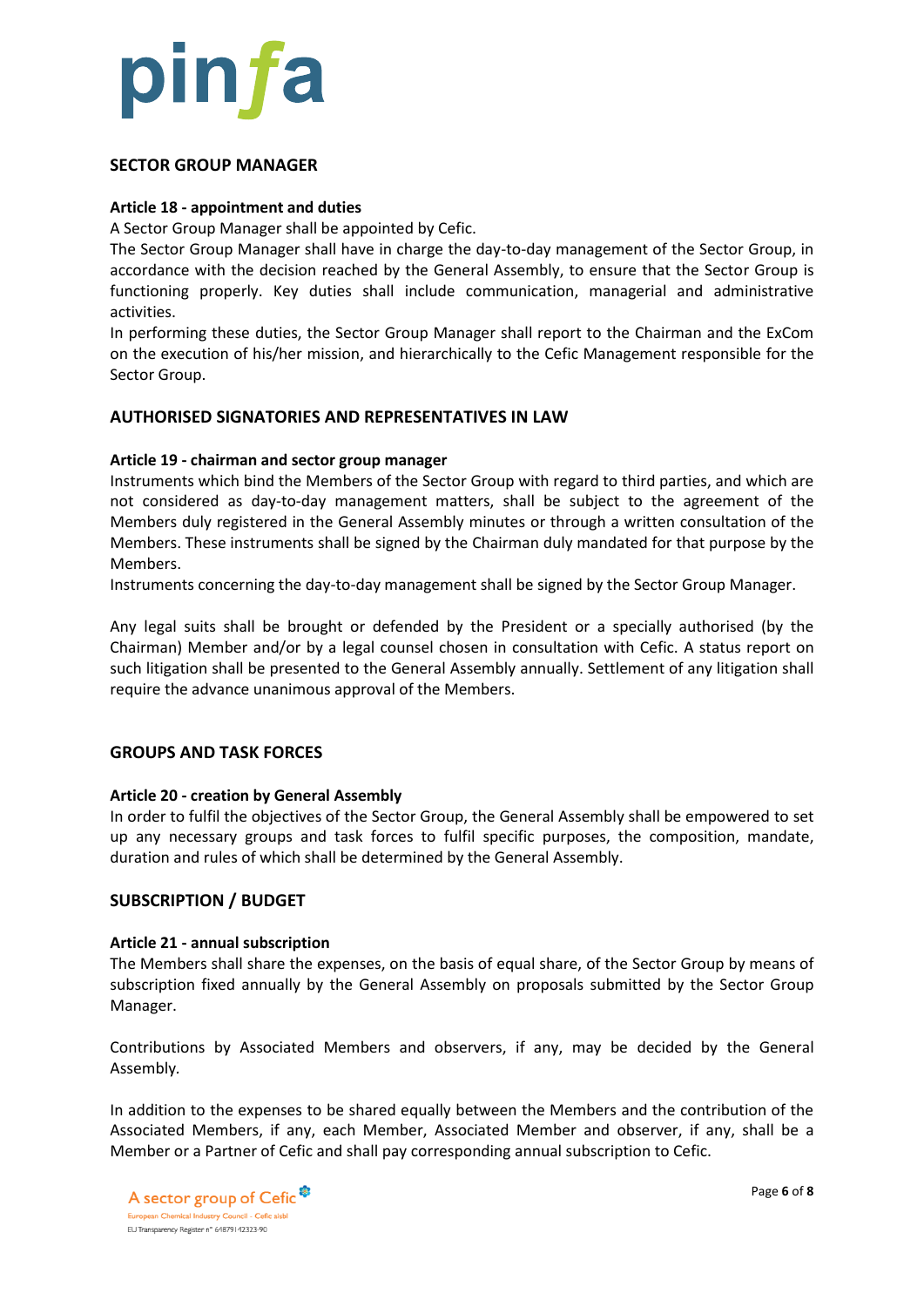## SECTOR GROUP MANAGER

### Article 18 - appointment and duties

A Sector Group Manager shall be appointed by Cefic.

The Sector Group Manager shall have in charge the day-to-day management of the Sector Group, in accordance with the decision reached by the General Assembly, to ensure that the Sector Group is functioning properly. Key duties shall include communication, managerial and administrative activities.

In performing these duties, the Sector Group Manager shall report to the Chairman and the ExCom on the execution of his/her mission, and hierarchically to the Cefic Management responsible for the Sector Group.

## AUTHORISED SIGNATORIES AND REPRESENTATIVES IN LAW

### Article 19 - chairman and sector group manager

Instruments which bind the Members of the Sector Group with regard to third parties, and which are not considered as day-to-day management matters, shall be subject to the agreement of the Members duly registered in the General Assembly minutes or through a written consultation of the Members. These instruments shall be signed by the Chairman duly mandated for that purpose by the Members.

Instruments concerning the day-to-day management shall be signed by the Sector Group Manager.

Any legal suits shall be brought or defended by the President or a specially authorised (by the Chairman) Member and/or by a legal counsel chosen in consultation with Cefic. A status report on such litigation shall be presented to the General Assembly annually. Settlement of any litigation shall require the advance unanimous approval of the Members.

## GROUPS AND TASK FORCES

### Article 20 - creation by General Assembly

In order to fulfil the objectives of the Sector Group, the General Assembly shall be empowered to set up any necessary groups and task forces to fulfil specific purposes, the composition, mandate, duration and rules of which shall be determined by the General Assembly.

## SUBSCRIPTION / BUDGET

### Article 21 - annual subscription

The Members shall share the expenses, on the basis of equal share, of the Sector Group by means of subscription fixed annually by the General Assembly on proposals submitted by the Sector Group Manager.

Contributions by Associated Members and observers, if any, may be decided by the General Assembly.

In addition to the expenses to be shared equally between the Members and the contribution of the Associated Members, if any, each Member, Associated Member and observer, if any, shall be a Member or a Partner of Cefic and shall pay corresponding annual subscription to Cefic.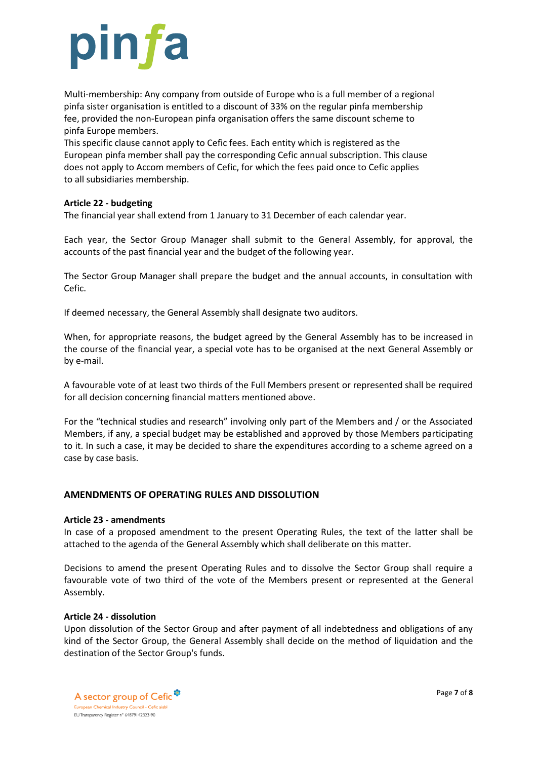Multi-membership: Any company from outside of Europe who is a full member of a regional pinfa sister organisation is entitled to a discount of 33% on the regular pinfa membership fee, provided the non-European pinfa organisation offers the same discount scheme to pinfa Europe members.
This specific clause cannot apply to Cefic fees. Each entity which is registered as the European pinfa member shall pay the corresponding Cefic annual subscription. This clause does not apply to Accom members of Cefic, for which the fees paid once to Cefic applies to all subsidiaries membership.

**Article 22 - budgeting**
The financial year shall extend from 1 January to 31 December of each calendar year.

Each year, the Sector Group Manager shall submit to the General Assembly, for approval, the accounts of the past financial year and the budget of the following year.

The Sector Group Manager shall prepare the budget and the annual accounts, in consultation with Cefic.

If deemed necessary, the General Assembly shall designate two auditors.

When, for appropriate reasons, the budget agreed by the General Assembly has to be increased in the course of the financial year, a special vote has to be organised at the next General Assembly or by e-mail.

A favourable vote of at least two thirds of the Full Members present or represented shall be required for all decision concerning financial matters mentioned above.

For the "technical studies and research" involving only part of the Members and / or the Associated Members, if any, a special budget may be established and approved by those Members participating to it. In such a case, it may be decided to share the expenditures according to a scheme agreed on a case by case basis.

## AMENDMENTS OF OPERATING RULES AND DISSOLUTION

**Article 23 - amendments**
In case of a proposed amendment to the present Operating Rules, the text of the latter shall be attached to the agenda of the General Assembly which shall deliberate on this matter.

Decisions to amend the present Operating Rules and to dissolve the Sector Group shall require a favourable vote of two third of the vote of the Members present or represented at the General Assembly.

**Article 24 - dissolution**
Upon dissolution of the Sector Group and after payment of all indebtedness and obligations of any kind of the Sector Group, the General Assembly shall decide on the method of liquidation and the destination of the Sector Group's funds.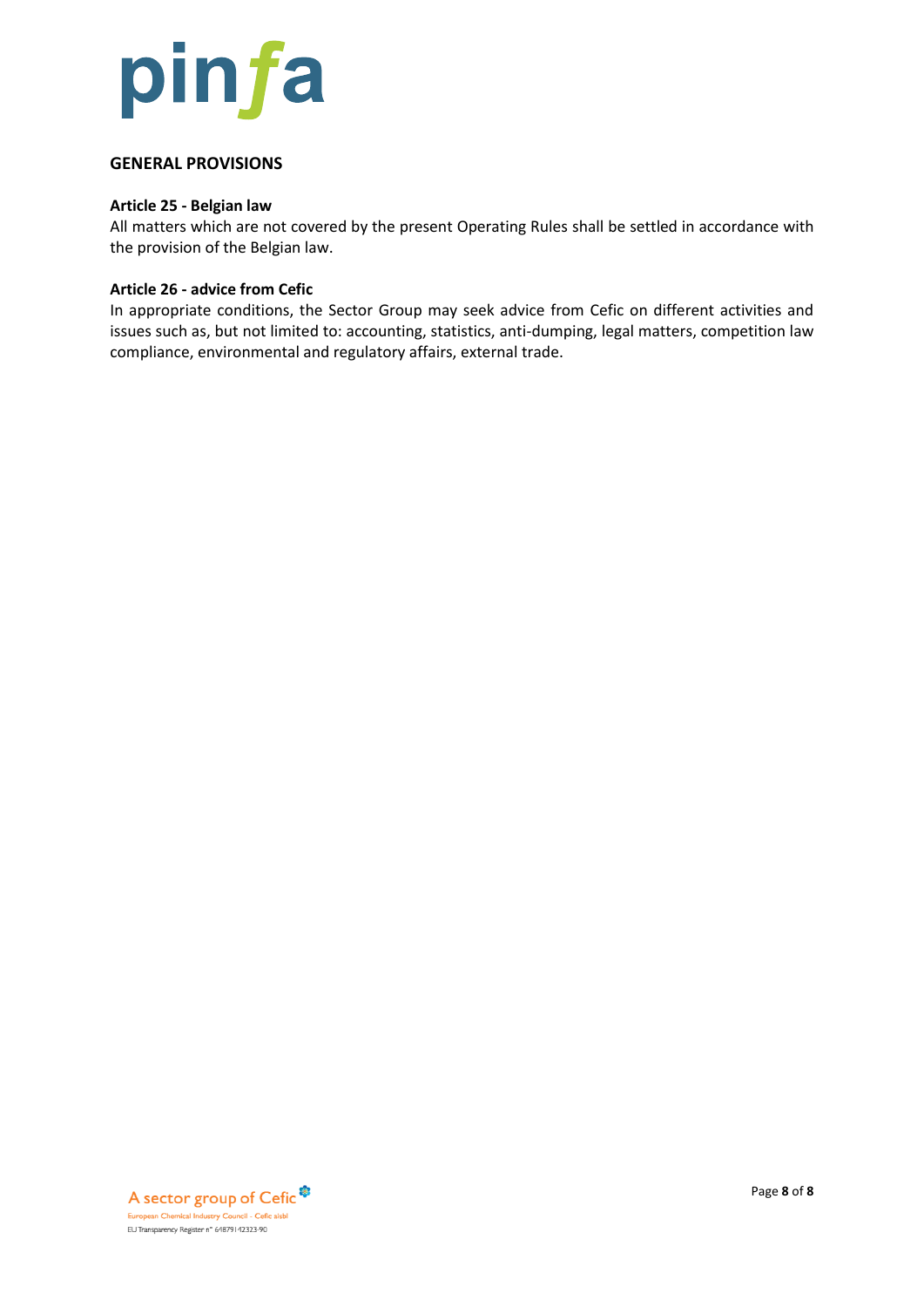## GENERAL PROVISIONS

### Article 25 - Belgian law

All matters which are not covered by the present Operating Rules shall be settled in accordance with the provision of the Belgian law.

### Article 26 - advice from Cefic

In appropriate conditions, the Sector Group may seek advice from Cefic on different activities and issues such as, but not limited to: accounting, statistics, anti-dumping, legal matters, competition law compliance, environmental and regulatory affairs, external trade.